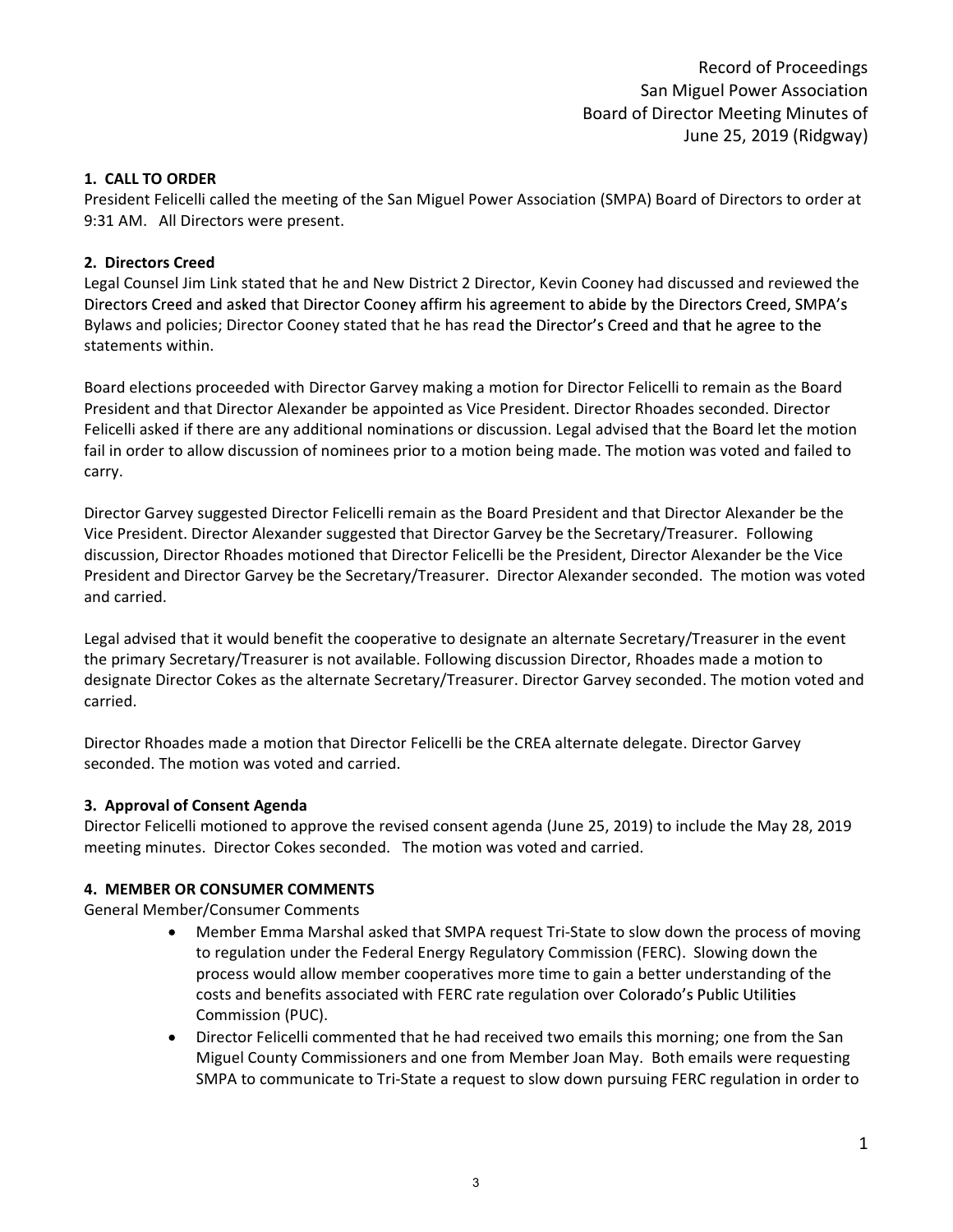Record of Proceedings
San Miguel Power Association
Board of Director Meeting Minutes of
June 25, 2019 (Ridgway)

**1. CALL TO ORDER**

President Felicelli called the meeting of the San Miguel Power Association (SMPA) Board of Directors to order at 9:31 AM. All Directors were present.

**2. Directors Creed**

Legal Counsel Jim Link stated that he and New District 2 Director, Kevin Cooney had discussed and reviewed the Directors Creed and asked that Director Cooney affirm his agreement to abide by the Directors Creed, SMPA's Bylaws and policies; Director Cooney stated that he has read the Director's Creed and that he agree to the statements within.

Board elections proceeded with Director Garvey making a motion for Director Felicelli to remain as the Board President and that Director Alexander be appointed as Vice President. Director Rhoades seconded. Director Felicelli asked if there are any additional nominations or discussion. Legal advised that the Board let the motion fail in order to allow discussion of nominees prior to a motion being made. The motion was voted and failed to carry.

Director Garvey suggested Director Felicelli remain as the Board President and that Director Alexander be the Vice President. Director Alexander suggested that Director Garvey be the Secretary/Treasurer. Following discussion, Director Rhoades motioned that Director Felicelli be the President, Director Alexander be the Vice President and Director Garvey be the Secretary/Treasurer. Director Alexander seconded. The motion was voted and carried.

Legal advised that it would benefit the cooperative to designate an alternate Secretary/Treasurer in the event the primary Secretary/Treasurer is not available. Following discussion Director, Rhoades made a motion to designate Director Cokes as the alternate Secretary/Treasurer. Director Garvey seconded. The motion voted and carried.

Director Rhoades made a motion that Director Felicelli be the CREA alternate delegate. Director Garvey seconded. The motion was voted and carried.

**3. Approval of Consent Agenda**

Director Felicelli motioned to approve the revised consent agenda (June 25, 2019) to include the May 28, 2019 meeting minutes. Director Cokes seconded. The motion was voted and carried.

**4. MEMBER OR CONSUMER COMMENTS**

General Member/Consumer Comments

- Member Emma Marshal asked that SMPA request Tri-State to slow down the process of moving to regulation under the Federal Energy Regulatory Commission (FERC). Slowing down the process would allow member cooperatives more time to gain a better understanding of the costs and benefits associated with FERC rate regulation over Colorado's Public Utilities Commission (PUC).
- Director Felicelli commented that he had received two emails this morning; one from the San Miguel County Commissioners and one from Member Joan May. Both emails were requesting SMPA to communicate to Tri-State a request to slow down pursuing FERC regulation in order to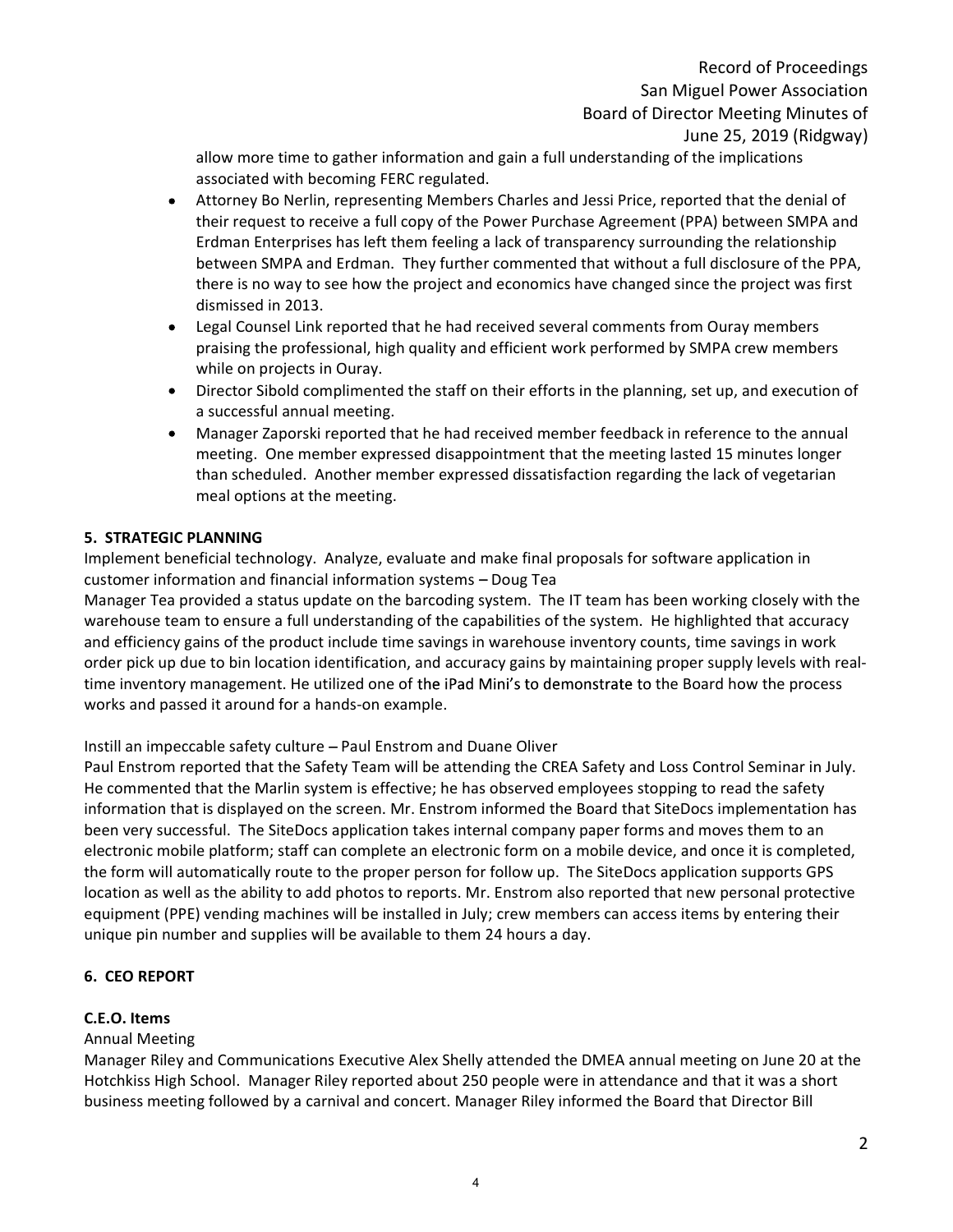allow more time to gather information and gain a full understanding of the implications associated with becoming FERC regulated.

- Attorney Bo Nerlin, representing Members Charles and Jessi Price, reported that the denial of their request to receive a full copy of the Power Purchase Agreement (PPA) between SMPA and Erdman Enterprises has left them feeling a lack of transparency surrounding the relationship between SMPA and Erdman. They further commented that without a full disclosure of the PPA, there is no way to see how the project and economics have changed since the project was first dismissed in 2013.
- Legal Counsel Link reported that he had received several comments from Ouray members praising the professional, high quality and efficient work performed by SMPA crew members while on projects in Ouray.
- Director Sibold complimented the staff on their efforts in the planning, set up, and execution of a successful annual meeting.
- Manager Zaporski reported that he had received member feedback in reference to the annual meeting. One member expressed disappointment that the meeting lasted 15 minutes longer than scheduled. Another member expressed dissatisfaction regarding the lack of vegetarian meal options at the meeting.

**5. STRATEGIC PLANNING**

Implement beneficial technology. Analyze, evaluate and make final proposals for software application in customer information and financial information systems – Doug Tea

Manager Tea provided a status update on the barcoding system. The IT team has been working closely with the warehouse team to ensure a full understanding of the capabilities of the system. He highlighted that accuracy and efficiency gains of the product include time savings in warehouse inventory counts, time savings in work order pick up due to bin location identification, and accuracy gains by maintaining proper supply levels with real-time inventory management. He utilized one of the iPad Mini's to demonstrate to the Board how the process works and passed it around for a hands-on example.

Instill an impeccable safety culture – Paul Enstrom and Duane Oliver

Paul Enstrom reported that the Safety Team will be attending the CREA Safety and Loss Control Seminar in July. He commented that the Marlin system is effective; he has observed employees stopping to read the safety information that is displayed on the screen. Mr. Enstrom informed the Board that SiteDocs implementation has been very successful. The SiteDocs application takes internal company paper forms and moves them to an electronic mobile platform; staff can complete an electronic form on a mobile device, and once it is completed, the form will automatically route to the proper person for follow up. The SiteDocs application supports GPS location as well as the ability to add photos to reports. Mr. Enstrom also reported that new personal protective equipment (PPE) vending machines will be installed in July; crew members can access items by entering their unique pin number and supplies will be available to them 24 hours a day.

**6. CEO REPORT**

**C.E.O. Items**

Annual Meeting

Manager Riley and Communications Executive Alex Shelly attended the DMEA annual meeting on June 20 at the Hotchkiss High School. Manager Riley reported about 250 people were in attendance and that it was a short business meeting followed by a carnival and concert. Manager Riley informed the Board that Director Bill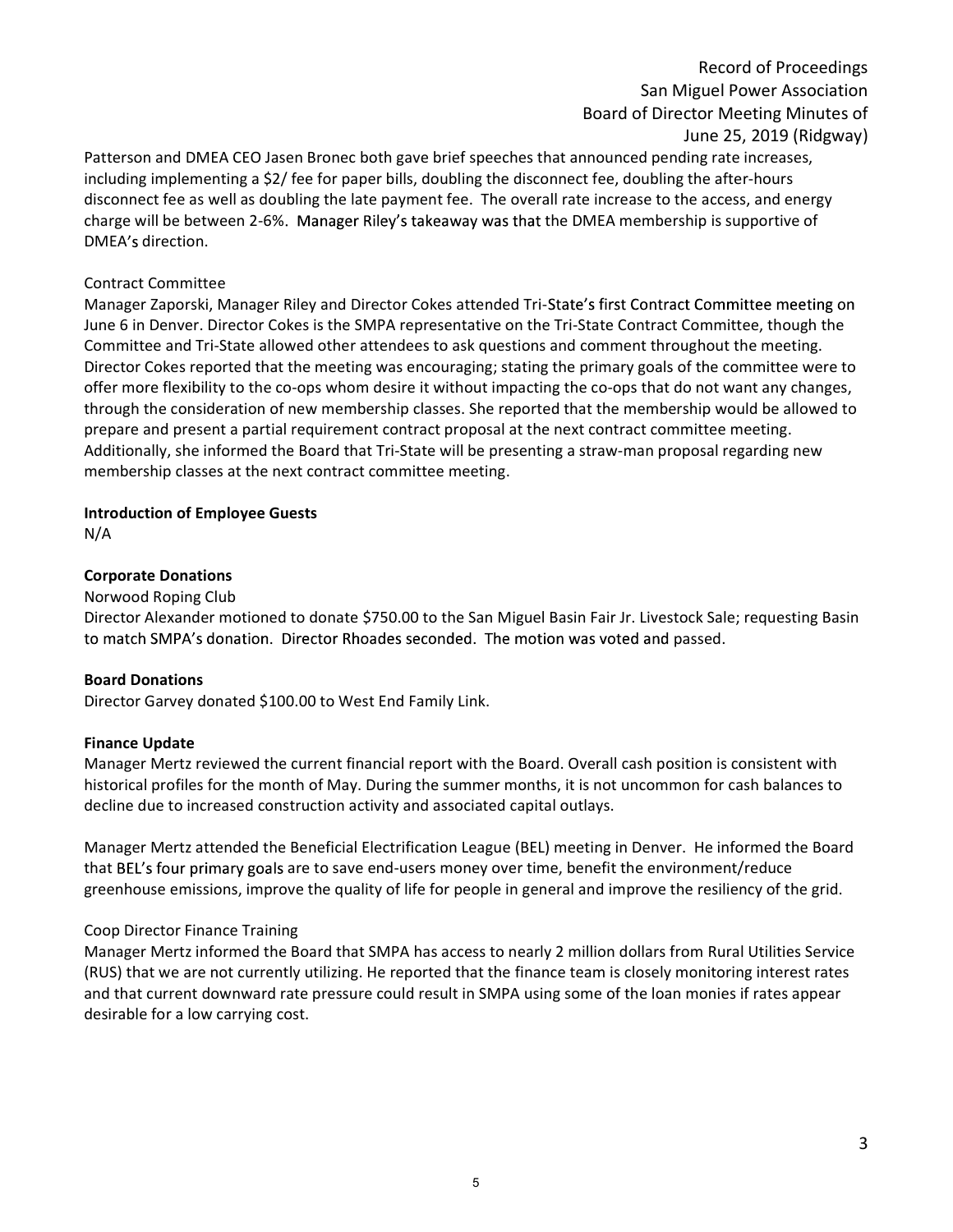Patterson and DMEA CEO Jasen Bronec both gave brief speeches that announced pending rate increases, including implementing a $2/ fee for paper bills, doubling the disconnect fee, doubling the after-hours disconnect fee as well as doubling the late payment fee. The overall rate increase to the access, and energy charge will be between 2-6%. Manager Riley's takeaway was that the DMEA membership is supportive of DMEA's direction.

Contract Committee

Manager Zaporski, Manager Riley and Director Cokes attended Tri-State's first Contract Committee meeting on June 6 in Denver. Director Cokes is the SMPA representative on the Tri-State Contract Committee, though the Committee and Tri-State allowed other attendees to ask questions and comment throughout the meeting. Director Cokes reported that the meeting was encouraging; stating the primary goals of the committee were to offer more flexibility to the co-ops whom desire it without impacting the co-ops that do not want any changes, through the consideration of new membership classes. She reported that the membership would be allowed to prepare and present a partial requirement contract proposal at the next contract committee meeting. Additionally, she informed the Board that Tri-State will be presenting a straw-man proposal regarding new membership classes at the next contract committee meeting.

**Introduction of Employee Guests**

N/A

**Corporate Donations**

Norwood Roping Club

Director Alexander motioned to donate $750.00 to the San Miguel Basin Fair Jr. Livestock Sale; requesting Basin to match SMPA's donation. Director Rhoades seconded. The motion was voted and passed.

**Board Donations**

Director Garvey donated $100.00 to West End Family Link.

**Finance Update**

Manager Mertz reviewed the current financial report with the Board. Overall cash position is consistent with historical profiles for the month of May. During the summer months, it is not uncommon for cash balances to decline due to increased construction activity and associated capital outlays.

Manager Mertz attended the Beneficial Electrification League (BEL) meeting in Denver. He informed the Board that BEL's four primary goals are to save end-users money over time, benefit the environment/reduce greenhouse emissions, improve the quality of life for people in general and improve the resiliency of the grid.

Coop Director Finance Training

Manager Mertz informed the Board that SMPA has access to nearly 2 million dollars from Rural Utilities Service (RUS) that we are not currently utilizing. He reported that the finance team is closely monitoring interest rates and that current downward rate pressure could result in SMPA using some of the loan monies if rates appear desirable for a low carrying cost.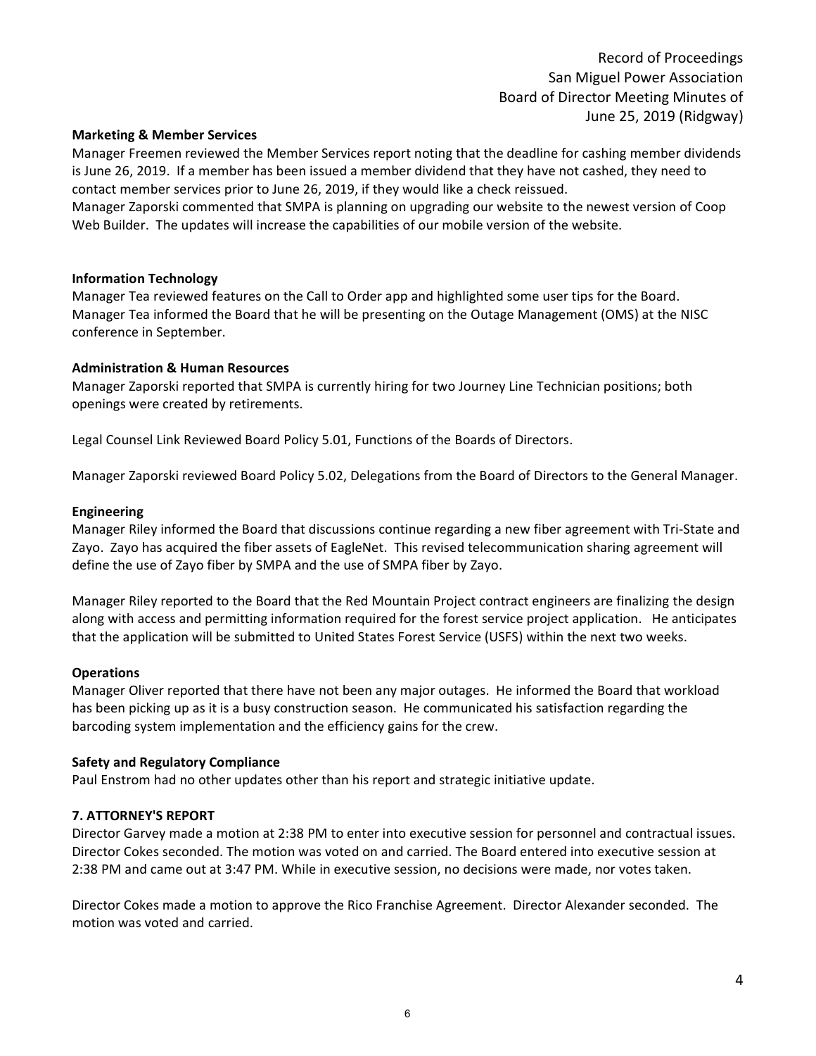**Marketing & Member Services**

Manager Freemen reviewed the Member Services report noting that the deadline for cashing member dividends is June 26, 2019. If a member has been issued a member dividend that they have not cashed, they need to contact member services prior to June 26, 2019, if they would like a check reissued.

Manager Zaporski commented that SMPA is planning on upgrading our website to the newest version of Coop Web Builder. The updates will increase the capabilities of our mobile version of the website.

**Information Technology**

Manager Tea reviewed features on the Call to Order app and highlighted some user tips for the Board. Manager Tea informed the Board that he will be presenting on the Outage Management (OMS) at the NISC conference in September.

**Administration & Human Resources**

Manager Zaporski reported that SMPA is currently hiring for two Journey Line Technician positions; both openings were created by retirements.

Legal Counsel Link Reviewed Board Policy 5.01, Functions of the Boards of Directors.

Manager Zaporski reviewed Board Policy 5.02, Delegations from the Board of Directors to the General Manager.

**Engineering**

Manager Riley informed the Board that discussions continue regarding a new fiber agreement with Tri-State and Zayo. Zayo has acquired the fiber assets of EagleNet. This revised telecommunication sharing agreement will define the use of Zayo fiber by SMPA and the use of SMPA fiber by Zayo.

Manager Riley reported to the Board that the Red Mountain Project contract engineers are finalizing the design along with access and permitting information required for the forest service project application. He anticipates that the application will be submitted to United States Forest Service (USFS) within the next two weeks.

**Operations**

Manager Oliver reported that there have not been any major outages. He informed the Board that workload has been picking up as it is a busy construction season. He communicated his satisfaction regarding the barcoding system implementation and the efficiency gains for the crew.

**Safety and Regulatory Compliance**

Paul Enstrom had no other updates other than his report and strategic initiative update.

**7. ATTORNEY'S REPORT**

Director Garvey made a motion at 2:38 PM to enter into executive session for personnel and contractual issues. Director Cokes seconded. The motion was voted on and carried. The Board entered into executive session at 2:38 PM and came out at 3:47 PM. While in executive session, no decisions were made, nor votes taken.

Director Cokes made a motion to approve the Rico Franchise Agreement. Director Alexander seconded. The motion was voted and carried.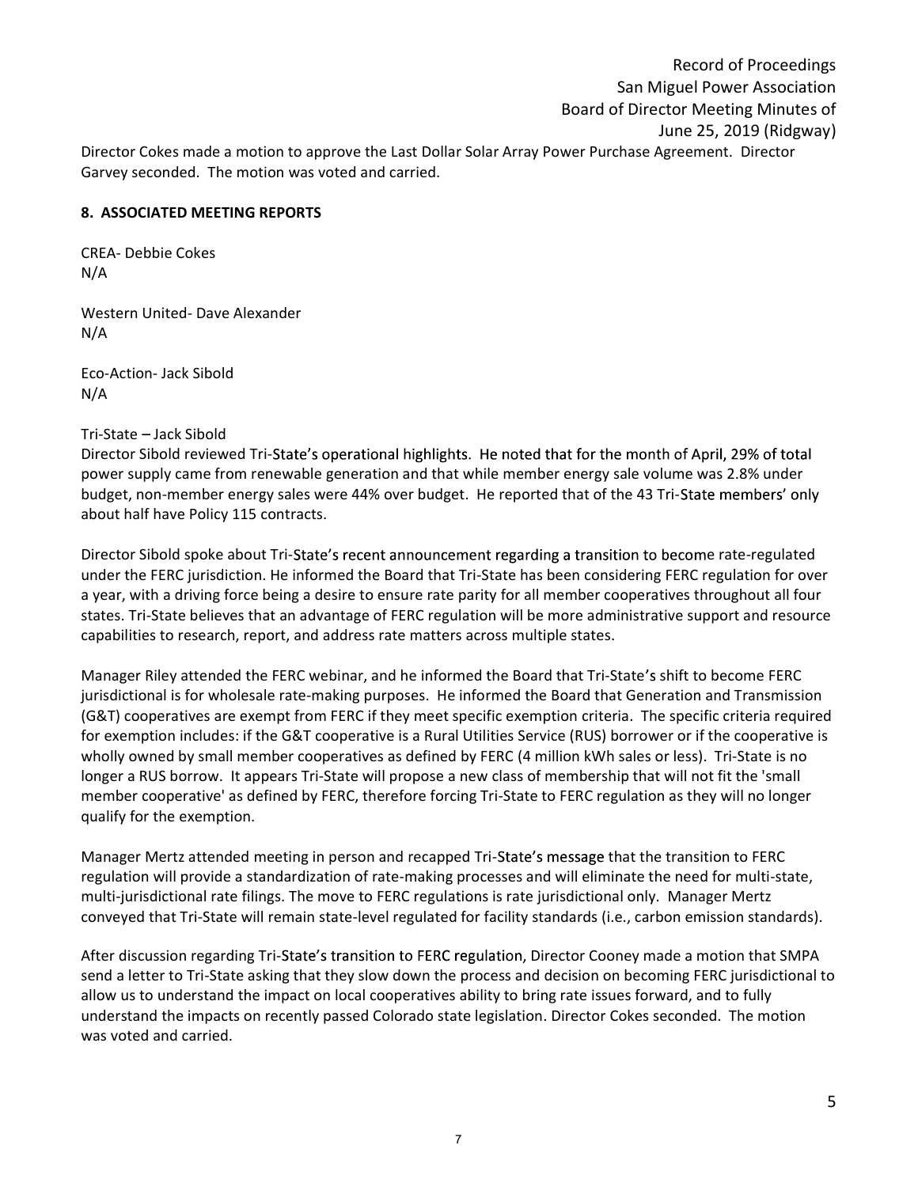Director Cokes made a motion to approve the Last Dollar Solar Array Power Purchase Agreement. Director Garvey seconded. The motion was voted and carried.

## 8. ASSOCIATED MEETING REPORTS

CREA- Debbie Cokes
N/A

Western United- Dave Alexander
N/A

Eco-Action- Jack Sibold
N/A

Tri-State – Jack Sibold
Director Sibold reviewed Tri-State's operational highlights. He noted that for the month of April, 29% of total power supply came from renewable generation and that while member energy sale volume was 2.8% under budget, non-member energy sales were 44% over budget. He reported that of the 43 Tri-State members' only about half have Policy 115 contracts.

Director Sibold spoke about Tri-State's recent announcement regarding a transition to become rate-regulated under the FERC jurisdiction. He informed the Board that Tri-State has been considering FERC regulation for over a year, with a driving force being a desire to ensure rate parity for all member cooperatives throughout all four states. Tri-State believes that an advantage of FERC regulation will be more administrative support and resource capabilities to research, report, and address rate matters across multiple states.

Manager Riley attended the FERC webinar, and he informed the Board that Tri-State's shift to become FERC jurisdictional is for wholesale rate-making purposes. He informed the Board that Generation and Transmission (G&T) cooperatives are exempt from FERC if they meet specific exemption criteria. The specific criteria required for exemption includes: if the G&T cooperative is a Rural Utilities Service (RUS) borrower or if the cooperative is wholly owned by small member cooperatives as defined by FERC (4 million kWh sales or less). Tri-State is no longer a RUS borrow. It appears Tri-State will propose a new class of membership that will not fit the 'small member cooperative' as defined by FERC, therefore forcing Tri-State to FERC regulation as they will no longer qualify for the exemption.

Manager Mertz attended meeting in person and recapped Tri-State's message that the transition to FERC regulation will provide a standardization of rate-making processes and will eliminate the need for multi-state, multi-jurisdictional rate filings. The move to FERC regulations is rate jurisdictional only. Manager Mertz conveyed that Tri-State will remain state-level regulated for facility standards (i.e., carbon emission standards).

After discussion regarding Tri-State's transition to FERC regulation, Director Cooney made a motion that SMPA send a letter to Tri-State asking that they slow down the process and decision on becoming FERC jurisdictional to allow us to understand the impact on local cooperatives ability to bring rate issues forward, and to fully understand the impacts on recently passed Colorado state legislation. Director Cokes seconded. The motion was voted and carried.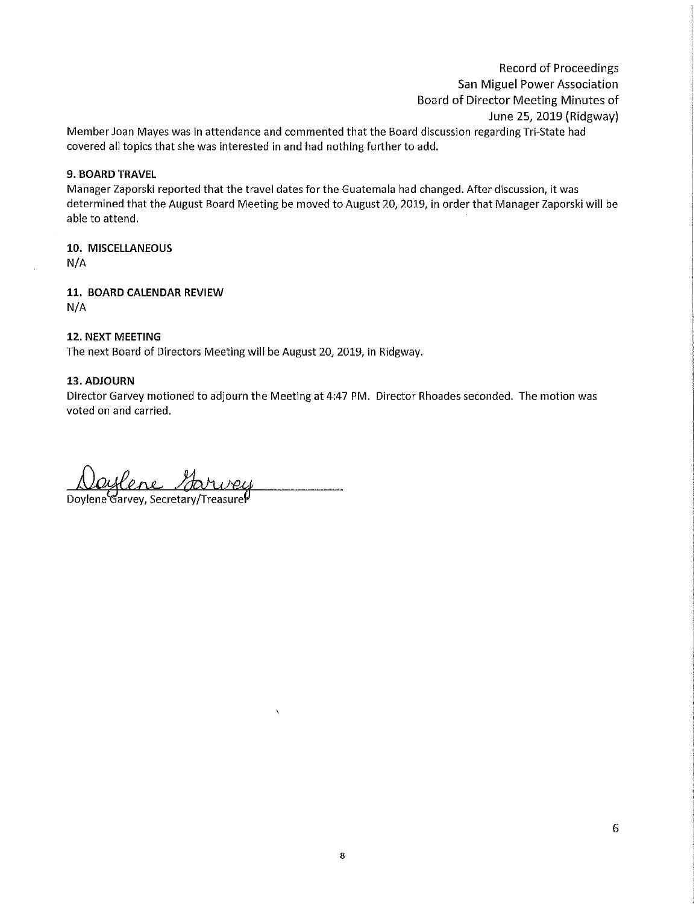Member Joan Mayes was in attendance and commented that the Board discussion regarding Tri-State had covered all topics that she was interested in and had nothing further to add.

**9. BOARD TRAVEL**

Manager Zaporski reported that the travel dates for the Guatemala had changed. After discussion, it was determined that the August Board Meeting be moved to August 20, 2019, in order that Manager Zaporski will be able to attend.

**10. MISCELLANEOUS**

N/A

**11. BOARD CALENDAR REVIEW**

N/A

**12. NEXT MEETING**

The next Board of Directors Meeting will be August 20, 2019, in Ridgway.

**13. ADJOURN**

Director Garvey motioned to adjourn the Meeting at 4:47 PM. Director Rhoades seconded. The motion was voted on and carried.

Doylene Garvey

Doylene Garvey, Secretary/Treasurer